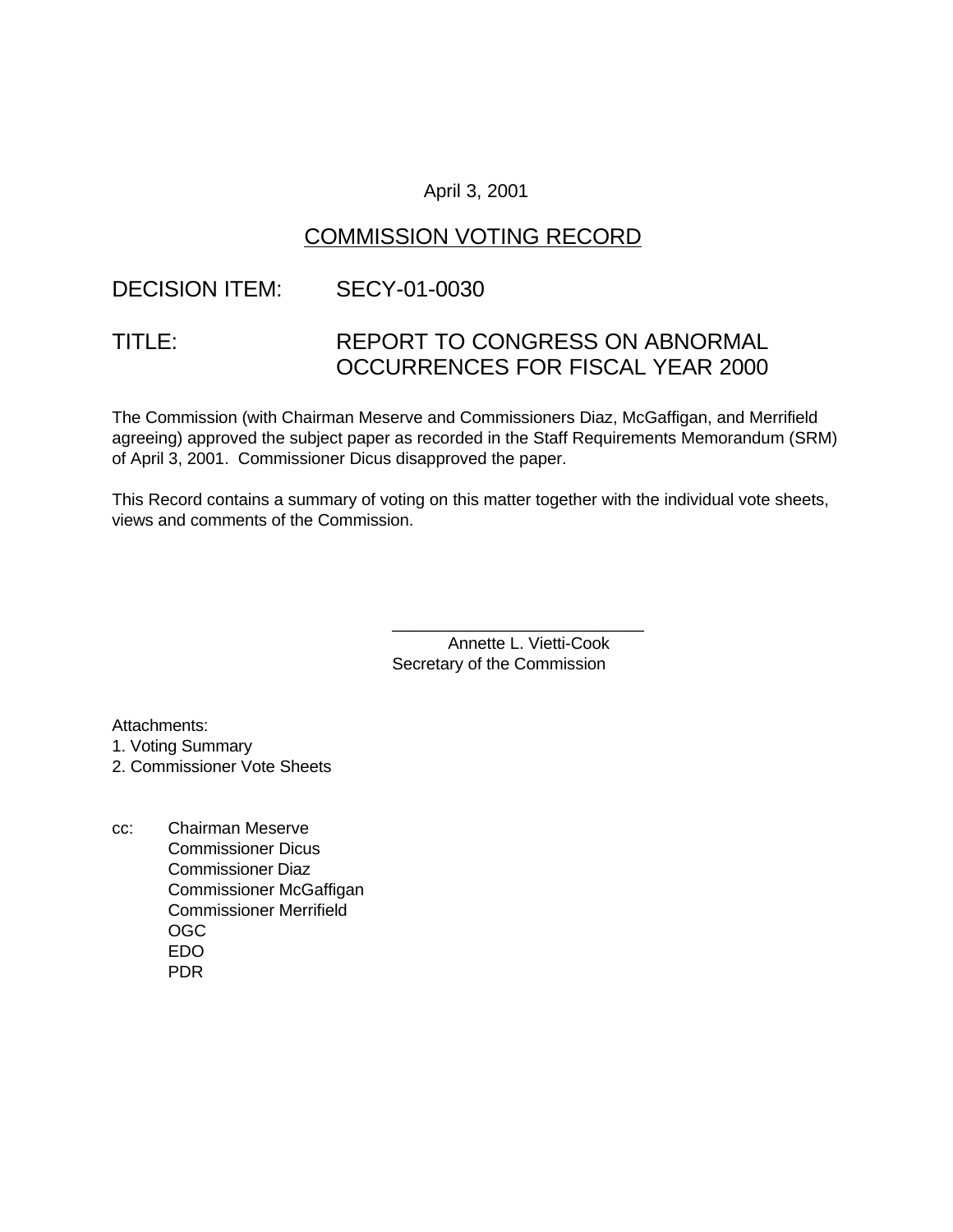April 3, 2001

# COMMISSION VOTING RECORD

## DECISION ITEM: SECY-01-0030

## TITLE: REPORT TO CONGRESS ON ABNORMAL OCCURRENCES FOR FISCAL YEAR 2000

The Commission (with Chairman Meserve and Commissioners Diaz, McGaffigan, and Merrifield agreeing) approved the subject paper as recorded in the Staff Requirements Memorandum (SRM) of April 3, 2001. Commissioner Dicus disapproved the paper.

This Record contains a summary of voting on this matter together with the individual vote sheets, views and comments of the Commission.

\_\_\_\_\_\_\_\_\_\_\_\_\_\_\_\_\_\_\_\_\_\_\_\_\_\_\_

Annette L. Vietti-Cook
Secretary of the Commission

Attachments:
1. Voting Summary
2. Commissioner Vote Sheets

cc:
Chairman Meserve
Commissioner Dicus
Commissioner Diaz
Commissioner McGaffigan
Commissioner Merrifield
OGC
EDO
PDR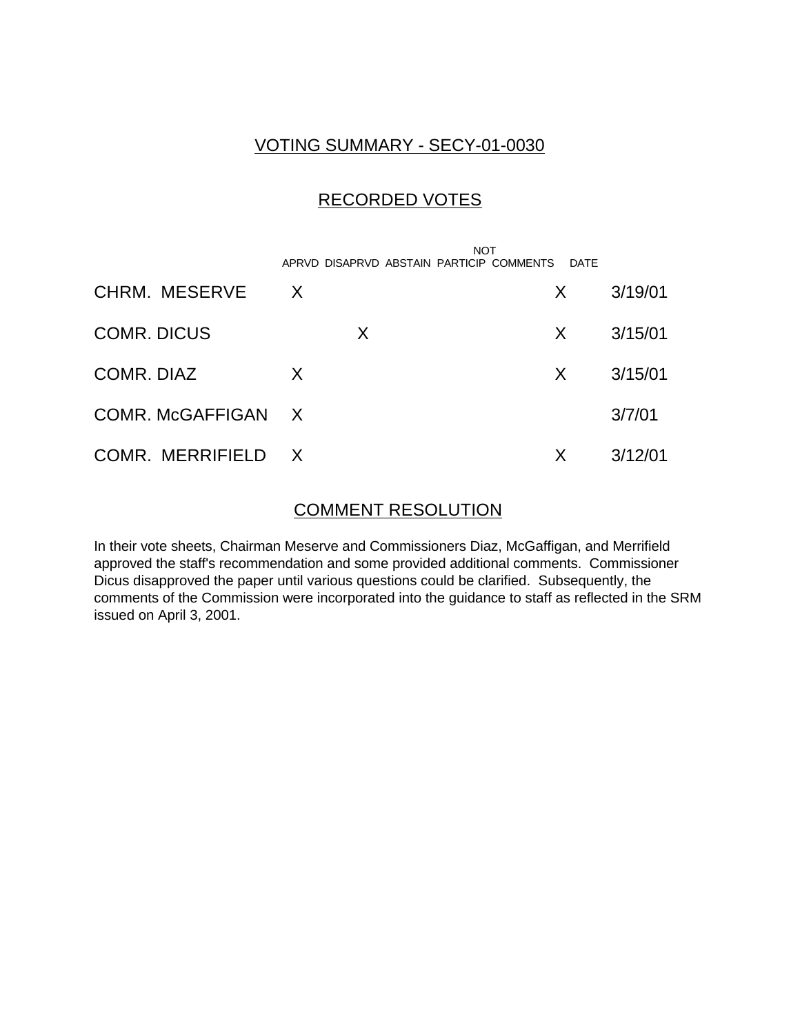## VOTING SUMMARY - SECY-01-0030

## RECORDED VOTES

| | APRVD | DISAPRVD | ABSTAIN | NOT PARTICIP | COMMENTS | DATE |
|---|---|---|---|---|---|---|
| CHRM. MESERVE | X | | | | X | 3/19/01 |
| COMR. DICUS | | X | | | X | 3/15/01 |
| COMR. DIAZ | X | | | | X | 3/15/01 |
| COMR. McGAFFIGAN | X | | | | | 3/7/01 |
| COMR. MERRIFIELD | X | | | | X | 3/12/01 |

## COMMENT RESOLUTION

In their vote sheets, Chairman Meserve and Commissioners Diaz, McGaffigan, and Merrifield approved the staff's recommendation and some provided additional comments. Commissioner Dicus disapproved the paper until various questions could be clarified. Subsequently, the comments of the Commission were incorporated into the guidance to staff as reflected in the SRM issued on April 3, 2001.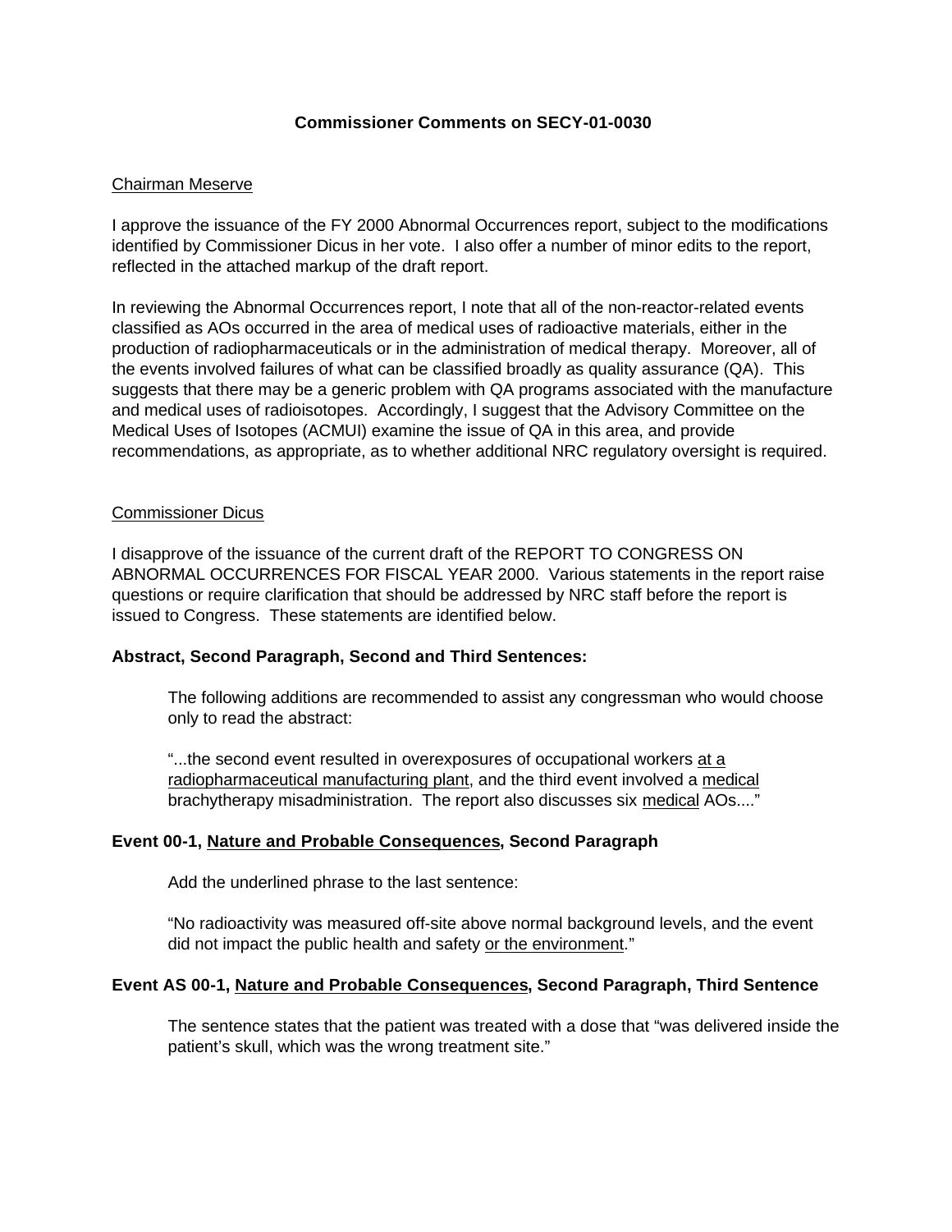**Commissioner Comments on SECY-01-0030**

<u>Chairman Meserve</u>

I approve the issuance of the FY 2000 Abnormal Occurrences report, subject to the modifications identified by Commissioner Dicus in her vote. I also offer a number of minor edits to the report, reflected in the attached markup of the draft report.

In reviewing the Abnormal Occurrences report, I note that all of the non-reactor-related events classified as AOs occurred in the area of medical uses of radioactive materials, either in the production of radiopharmaceuticals or in the administration of medical therapy. Moreover, all of the events involved failures of what can be classified broadly as quality assurance (QA). This suggests that there may be a generic problem with QA programs associated with the manufacture and medical uses of radioisotopes. Accordingly, I suggest that the Advisory Committee on the Medical Uses of Isotopes (ACMUI) examine the issue of QA in this area, and provide recommendations, as appropriate, as to whether additional NRC regulatory oversight is required.

<u>Commissioner Dicus</u>

I disapprove of the issuance of the current draft of the REPORT TO CONGRESS ON ABNORMAL OCCURRENCES FOR FISCAL YEAR 2000. Various statements in the report raise questions or require clarification that should be addressed by NRC staff before the report is issued to Congress. These statements are identified below.

**Abstract, Second Paragraph, Second and Third Sentences:**

> The following additions are recommended to assist any congressman who would choose only to read the abstract:
>
> "...the second event resulted in overexposures of occupational workers <u>at a radiopharmaceutical manufacturing plant</u>, and the third event involved a <u>medical</u> brachytherapy misadministration. The report also discusses six <u>medical</u> AOs...."

**Event 00-1, <u>Nature and Probable Consequences</u>, Second Paragraph**

> Add the underlined phrase to the last sentence:
>
> "No radioactivity was measured off-site above normal background levels, and the event did not impact the public health and safety <u>or the environment</u>."

**Event AS 00-1, <u>Nature and Probable Consequences</u>, Second Paragraph, Third Sentence**

> The sentence states that the patient was treated with a dose that "was delivered inside the patient's skull, which was the wrong treatment site."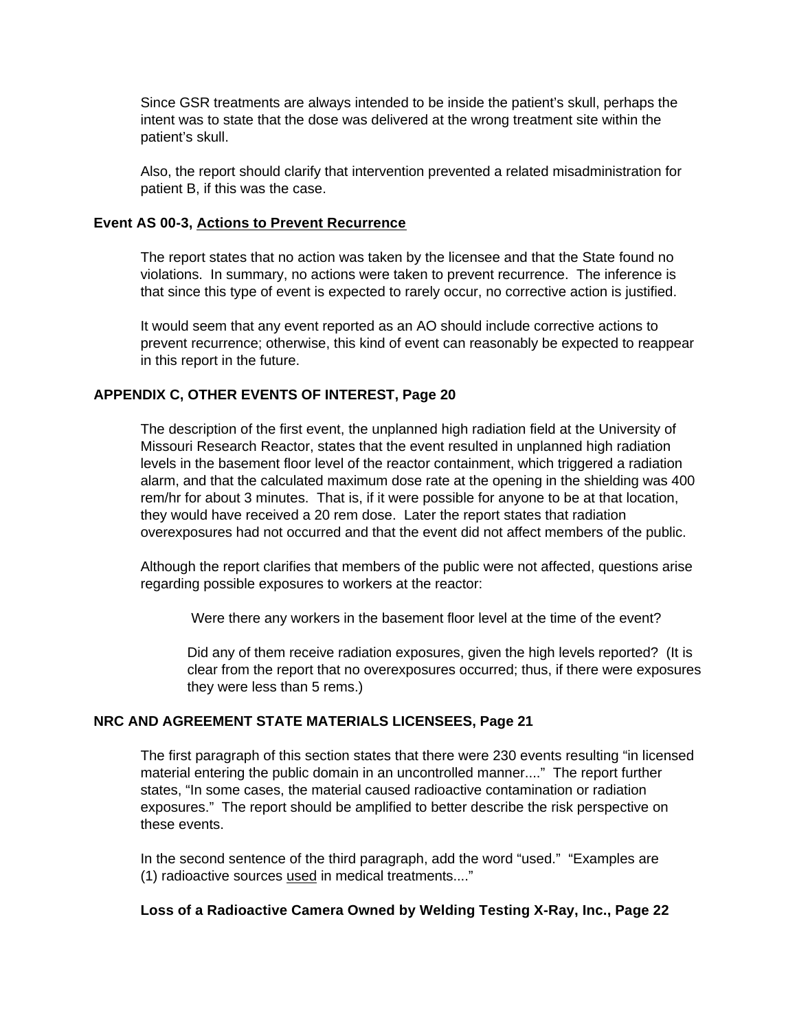Since GSR treatments are always intended to be inside the patient's skull, perhaps the intent was to state that the dose was delivered at the wrong treatment site within the patient's skull.

Also, the report should clarify that intervention prevented a related misadministration for patient B, if this was the case.

**Event AS 00-3, <u>Actions to Prevent Recurrence</u>**

The report states that no action was taken by the licensee and that the State found no violations. In summary, no actions were taken to prevent recurrence. The inference is that since this type of event is expected to rarely occur, no corrective action is justified.

It would seem that any event reported as an AO should include corrective actions to prevent recurrence; otherwise, this kind of event can reasonably be expected to reappear in this report in the future.

**APPENDIX C, OTHER EVENTS OF INTEREST, Page 20**

The description of the first event, the unplanned high radiation field at the University of Missouri Research Reactor, states that the event resulted in unplanned high radiation levels in the basement floor level of the reactor containment, which triggered a radiation alarm, and that the calculated maximum dose rate at the opening in the shielding was 400 rem/hr for about 3 minutes. That is, if it were possible for anyone to be at that location, they would have received a 20 rem dose. Later the report states that radiation overexposures had not occurred and that the event did not affect members of the public.

Although the report clarifies that members of the public were not affected, questions arise regarding possible exposures to workers at the reactor:

> Were there any workers in the basement floor level at the time of the event?
>
> Did any of them receive radiation exposures, given the high levels reported? (It is clear from the report that no overexposures occurred; thus, if there were exposures they were less than 5 rems.)

**NRC AND AGREEMENT STATE MATERIALS LICENSEES, Page 21**

The first paragraph of this section states that there were 230 events resulting "in licensed material entering the public domain in an uncontrolled manner...." The report further states, "In some cases, the material caused radioactive contamination or radiation exposures." The report should be amplified to better describe the risk perspective on these events.

In the second sentence of the third paragraph, add the word "used." "Examples are (1) radioactive sources <u>used</u> in medical treatments...."

**Loss of a Radioactive Camera Owned by Welding Testing X-Ray, Inc., Page 22**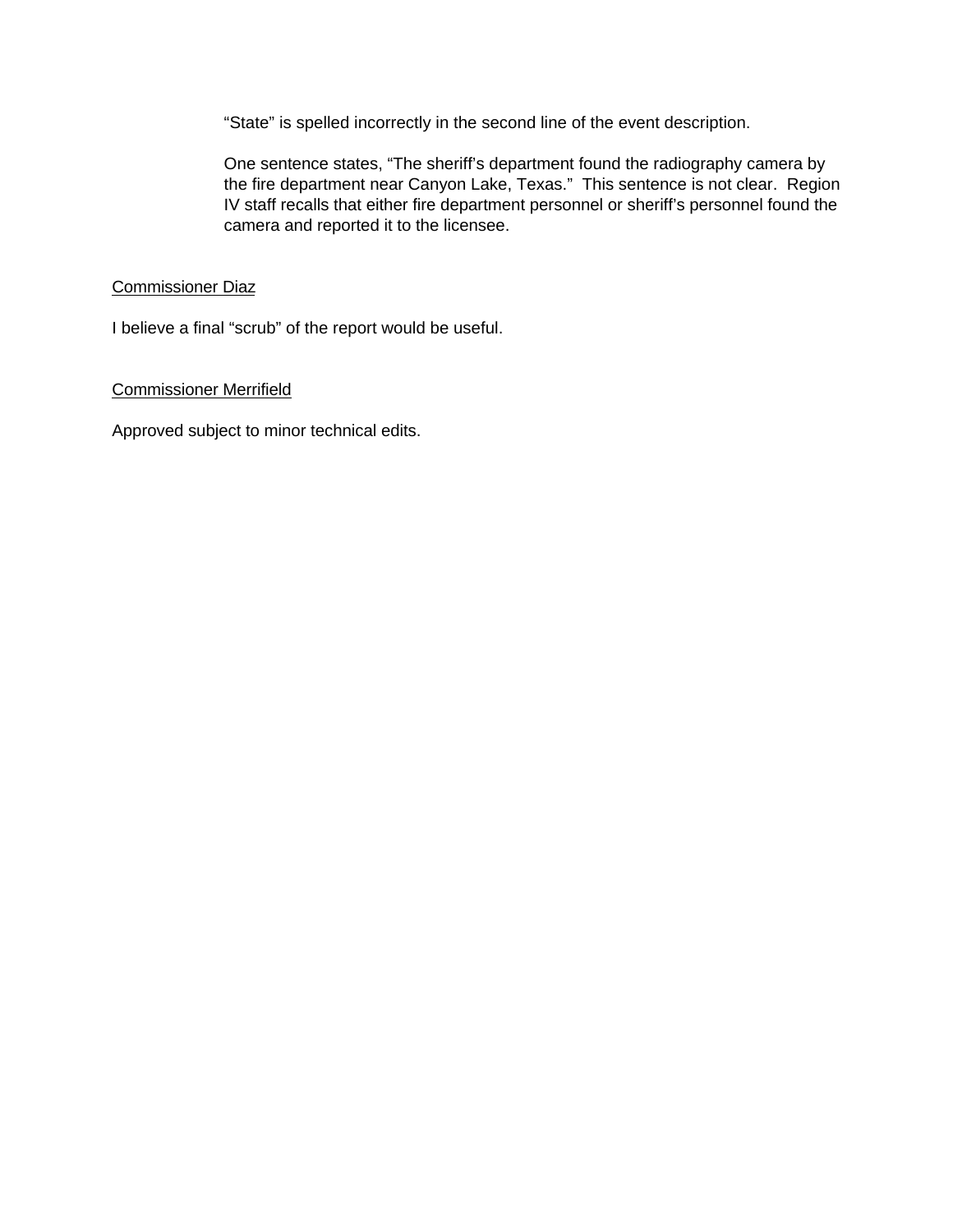“State” is spelled incorrectly in the second line of the event description.

One sentence states, “The sheriff’s department found the radiography camera by the fire department near Canyon Lake, Texas.” This sentence is not clear. Region IV staff recalls that either fire department personnel or sheriff’s personnel found the camera and reported it to the licensee.

<u>Commissioner Diaz</u>

I believe a final “scrub” of the report would be useful.

<u>Commissioner Merrifield</u>

Approved subject to minor technical edits.